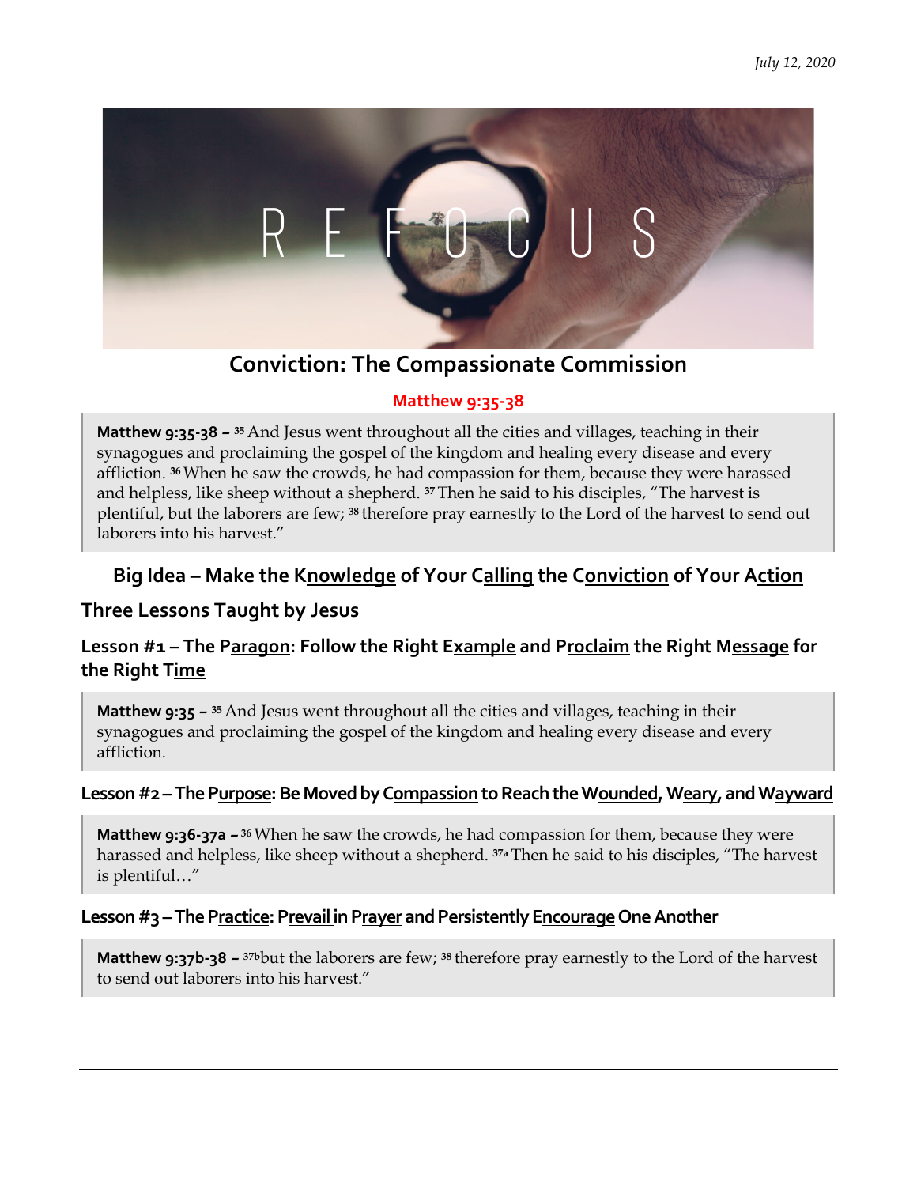*July 12, 2020*

R E F O C U S

# Conviction: The Compassionate Commission

**Matthew 9:35-38**

> **Matthew 9:35-38 –** [35] And Jesus went throughout all the cities and villages, teaching in their synagogues and proclaiming the gospel of the kingdom and healing every disease and every affliction. [36] When he saw the crowds, he had compassion for them, because they were harassed and helpless, like sheep without a shepherd. [37] Then he said to his disciples, "The harvest is plentiful, but the laborers are few; [38] therefore pray earnestly to the Lord of the harvest to send out laborers into his harvest."

## Big Idea – Make the Knowledge of Your Calling the Conviction of Your Action

## Three Lessons Taught by Jesus

### Lesson #1 – The Paragon: Follow the Right Example and Proclaim the Right Message for the Right Time

> **Matthew 9:35 –** [35] And Jesus went throughout all the cities and villages, teaching in their synagogues and proclaiming the gospel of the kingdom and healing every disease and every affliction.

### Lesson #2 – The Purpose: Be Moved by Compassion to Reach the Wounded, Weary, and Wayward

> **Matthew 9:36-37a –** [36] When he saw the crowds, he had compassion for them, because they were harassed and helpless, like sheep without a shepherd. [37a] Then he said to his disciples, "The harvest is plentiful…"

### Lesson #3 – The Practice: Prevail in Prayer and Persistently Encourage One Another

> **Matthew 9:37b-38 –** [37b] but the laborers are few; [38] therefore pray earnestly to the Lord of the harvest to send out laborers into his harvest."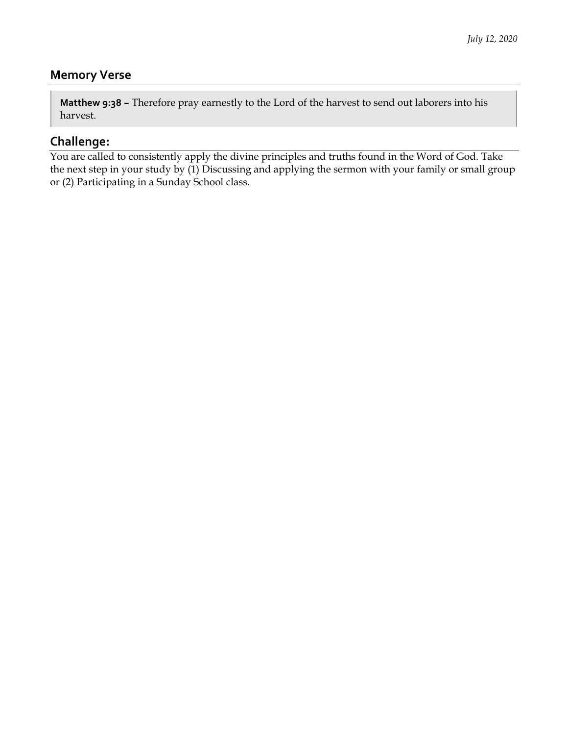## Memory Verse

> **Matthew 9:38 –** Therefore pray earnestly to the Lord of the harvest to send out laborers into his harvest.

## Challenge:

You are called to consistently apply the divine principles and truths found in the Word of God. Take the next step in your study by (1) Discussing and applying the sermon with your family or small group or (2) Participating in a Sunday School class.